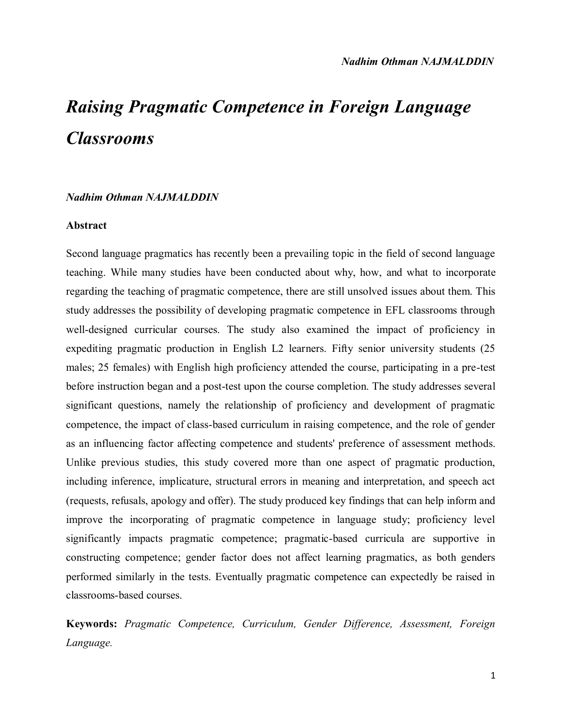# *Raising Pragmatic Competence in Foreign Language Classrooms*

***Nadhim Othman NAJMALDDIN***

**Abstract**

Second language pragmatics has recently been a prevailing topic in the field of second language teaching. While many studies have been conducted about why, how, and what to incorporate regarding the teaching of pragmatic competence, there are still unsolved issues about them. This study addresses the possibility of developing pragmatic competence in EFL classrooms through well-designed curricular courses. The study also examined the impact of proficiency in expediting pragmatic production in English L2 learners. Fifty senior university students (25 males; 25 females) with English high proficiency attended the course, participating in a pre-test before instruction began and a post-test upon the course completion. The study addresses several significant questions, namely the relationship of proficiency and development of pragmatic competence, the impact of class-based curriculum in raising competence, and the role of gender as an influencing factor affecting competence and students' preference of assessment methods. Unlike previous studies, this study covered more than one aspect of pragmatic production, including inference, implicature, structural errors in meaning and interpretation, and speech act (requests, refusals, apology and offer). The study produced key findings that can help inform and improve the incorporating of pragmatic competence in language study; proficiency level significantly impacts pragmatic competence; pragmatic-based curricula are supportive in constructing competence; gender factor does not affect learning pragmatics, as both genders performed similarly in the tests. Eventually pragmatic competence can expectedly be raised in classrooms-based courses.

**Keywords:** *Pragmatic Competence, Curriculum, Gender Difference, Assessment, Foreign Language.*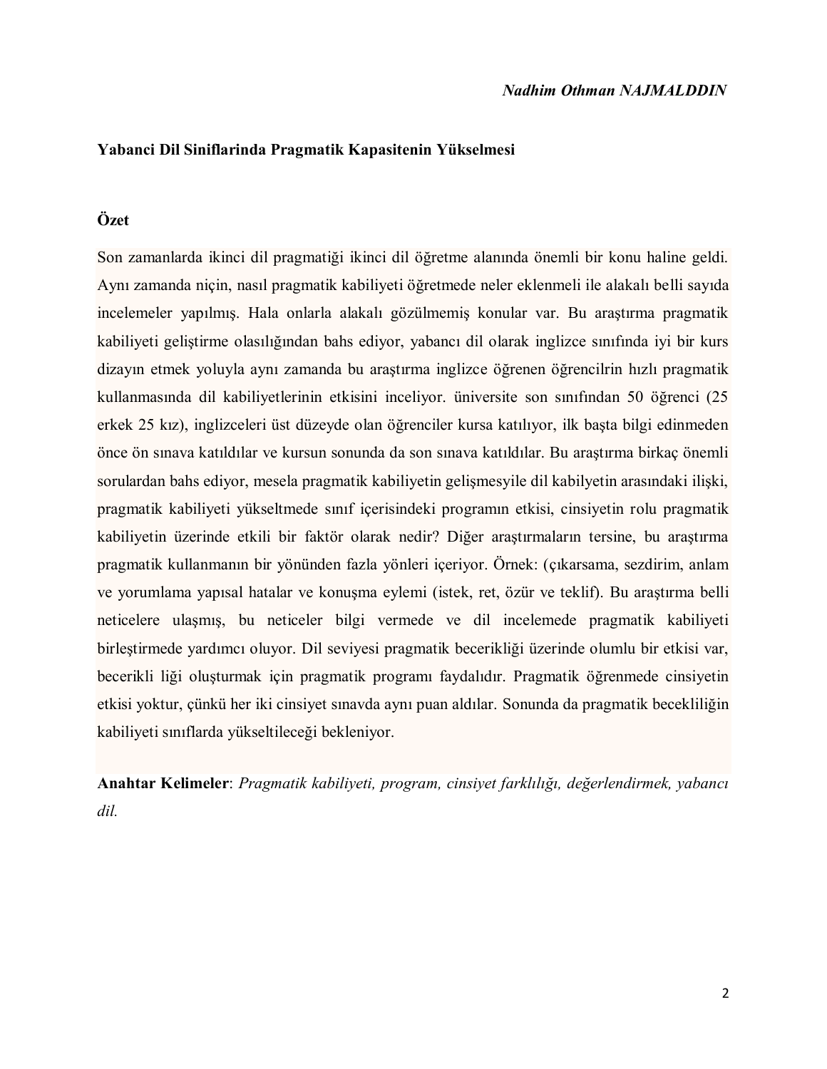*Nadhim Othman NAJMALDDIN*

**Yabanci Dil Siniflarinda Pragmatik Kapasitenin Yükselmesi**

**Özet**

Son zamanlarda ikinci dil pragmatiği ikinci dil öğretme alanında önemli bir konu haline geldi. Aynı zamanda niçin, nasıl pragmatik kabiliyeti öğretmede neler eklenmeli ile alakalı belli sayıda incelemeler yapılmış. Hala onlarla alakalı gözülmemiş konular var. Bu araştırma pragmatik kabiliyeti geliştirme olasılığından bahs ediyor, yabancı dil olarak inglizce sınıfında iyi bir kurs dizayın etmek yoluyla aynı zamanda bu araştırma inglizce öğrenen öğrencilrin hızlı pragmatik kullanmasında dil kabiliyetlerinin etkisini inceliyor. üniversite son sınıfından 50 öğrenci (25 erkek 25 kız), inglizceleri üst düzeyde olan öğrenciler kursa katılıyor, ilk başta bilgi edinmeden önce ön sınava katıldılar ve kursun sonunda da son sınava katıldılar. Bu araştırma birkaç önemli sorulardan bahs ediyor, mesela pragmatik kabiliyetin gelişmesyile dil kabilyetin arasındaki ilişki, pragmatik kabiliyeti yükseltmede sınıf içerisindeki programın etkisi, cinsiyetin rolu pragmatik kabiliyetin üzerinde etkili bir faktör olarak nedir? Diğer araştırmaların tersine, bu araştırma pragmatik kullanmanın bir yönünden fazla yönleri içeriyor. Örnek: (çıkarsama, sezdirim, anlam ve yorumlama yapısal hatalar ve konuşma eylemi (istek, ret, özür ve teklif). Bu araştırma belli neticelere ulaşmış, bu neticeler bilgi vermede ve dil incelemede pragmatik kabiliyeti birleştirmede yardımcı oluyor. Dil seviyesi pragmatik becerikliği üzerinde olumlu bir etkisi var, becerikli liği oluşturmak için pragmatik programı faydalıdır. Pragmatik öğrenmede cinsiyetin etkisi yoktur, çünkü her iki cinsiyet sınavda aynı puan aldılar. Sonunda da pragmatik beceklliğin kabiliyeti sınıflarda yükseltileceği bekleniyor.

**Anahtar Kelimeler**: *Pragmatik kabiliyeti, program, cinsiyet farklılığı, değerlendirmek, yabancı dil.*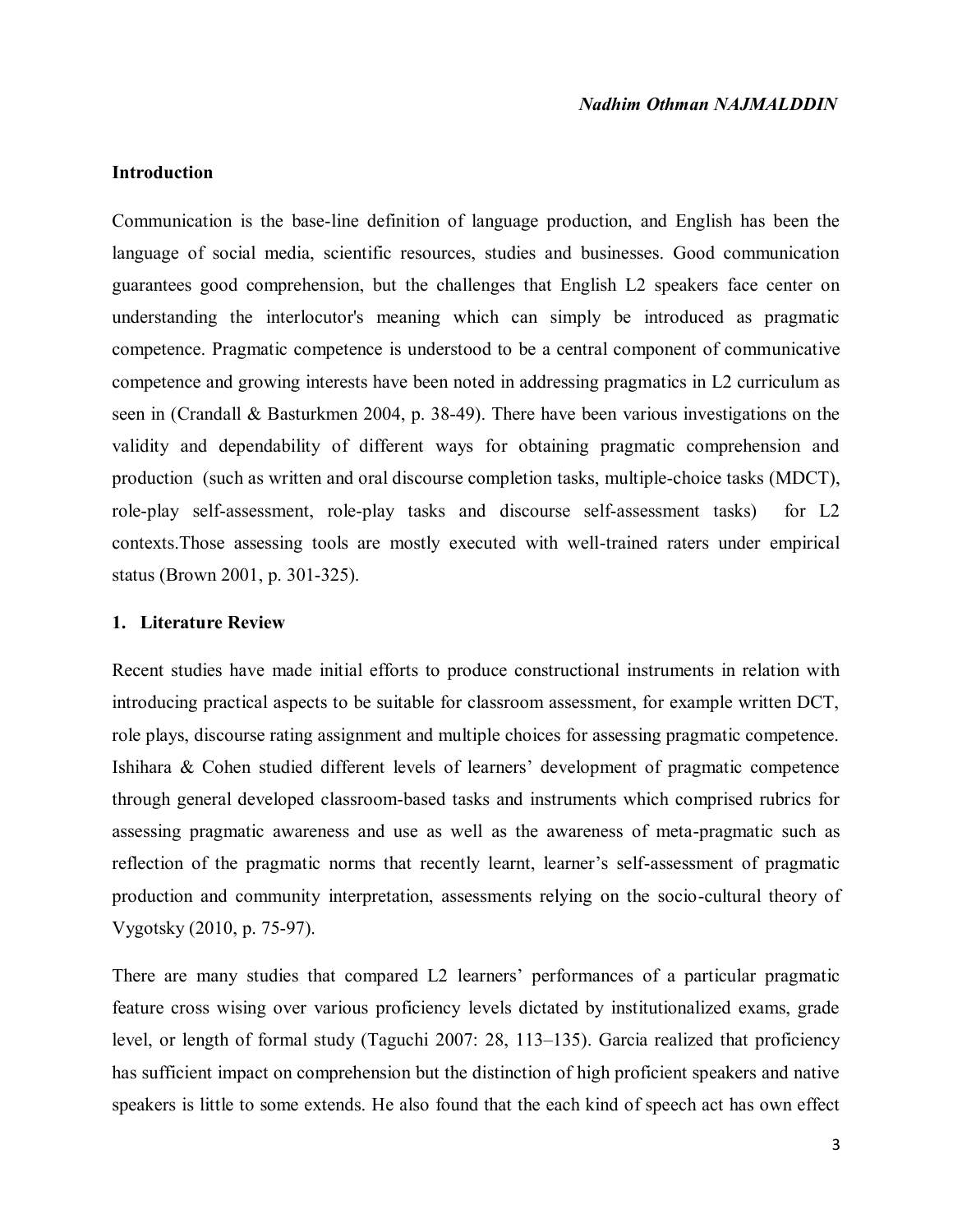## Introduction

Communication is the base-line definition of language production, and English has been the language of social media, scientific resources, studies and businesses. Good communication guarantees good comprehension, but the challenges that English L2 speakers face center on understanding the interlocutor's meaning which can simply be introduced as pragmatic competence. Pragmatic competence is understood to be a central component of communicative competence and growing interests have been noted in addressing pragmatics in L2 curriculum as seen in (Crandall & Basturkmen 2004, p. 38-49). There have been various investigations on the validity and dependability of different ways for obtaining pragmatic comprehension and production (such as written and oral discourse completion tasks, multiple-choice tasks (MDCT), role-play self-assessment, role-play tasks and discourse self-assessment tasks) for L2 contexts.Those assessing tools are mostly executed with well-trained raters under empirical status (Brown 2001, p. 301-325).

## 1. Literature Review

Recent studies have made initial efforts to produce constructional instruments in relation with introducing practical aspects to be suitable for classroom assessment, for example written DCT, role plays, discourse rating assignment and multiple choices for assessing pragmatic competence. Ishihara & Cohen studied different levels of learners' development of pragmatic competence through general developed classroom-based tasks and instruments which comprised rubrics for assessing pragmatic awareness and use as well as the awareness of meta-pragmatic such as reflection of the pragmatic norms that recently learnt, learner's self-assessment of pragmatic production and community interpretation, assessments relying on the socio-cultural theory of Vygotsky (2010, p. 75-97).

There are many studies that compared L2 learners' performances of a particular pragmatic feature cross wising over various proficiency levels dictated by institutionalized exams, grade level, or length of formal study (Taguchi 2007: 28, 113–135). Garcia realized that proficiency has sufficient impact on comprehension but the distinction of high proficient speakers and native speakers is little to some extends. He also found that the each kind of speech act has own effect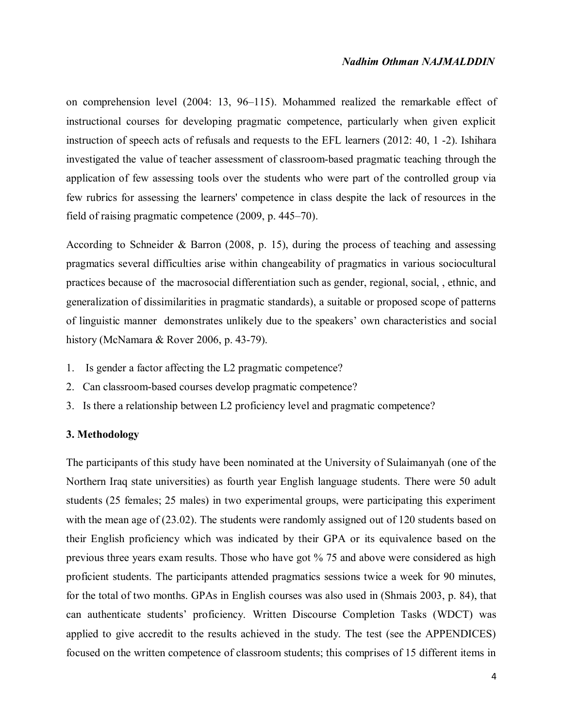on comprehension level (2004: 13, 96–115). Mohammed realized the remarkable effect of instructional courses for developing pragmatic competence, particularly when given explicit instruction of speech acts of refusals and requests to the EFL learners (2012: 40, 1 -2). Ishihara investigated the value of teacher assessment of classroom-based pragmatic teaching through the application of few assessing tools over the students who were part of the controlled group via few rubrics for assessing the learners' competence in class despite the lack of resources in the field of raising pragmatic competence (2009, p. 445–70).

According to Schneider & Barron (2008, p. 15), during the process of teaching and assessing pragmatics several difficulties arise within changeability of pragmatics in various sociocultural practices because of the macrosocial differentiation such as gender, regional, social, , ethnic, and generalization of dissimilarities in pragmatic standards), a suitable or proposed scope of patterns of linguistic manner demonstrates unlikely due to the speakers' own characteristics and social history (McNamara & Rover 2006, p. 43-79).

1. Is gender a factor affecting the L2 pragmatic competence?
2. Can classroom-based courses develop pragmatic competence?
3. Is there a relationship between L2 proficiency level and pragmatic competence?

### 3. Methodology

The participants of this study have been nominated at the University of Sulaimanyah (one of the Northern Iraq state universities) as fourth year English language students. There were 50 adult students (25 females; 25 males) in two experimental groups, were participating this experiment with the mean age of (23.02). The students were randomly assigned out of 120 students based on their English proficiency which was indicated by their GPA or its equivalence based on the previous three years exam results. Those who have got % 75 and above were considered as high proficient students. The participants attended pragmatics sessions twice a week for 90 minutes, for the total of two months. GPAs in English courses was also used in (Shmais 2003, p. 84), that can authenticate students' proficiency. Written Discourse Completion Tasks (WDCT) was applied to give accredit to the results achieved in the study. The test (see the APPENDICES) focused on the written competence of classroom students; this comprises of 15 different items in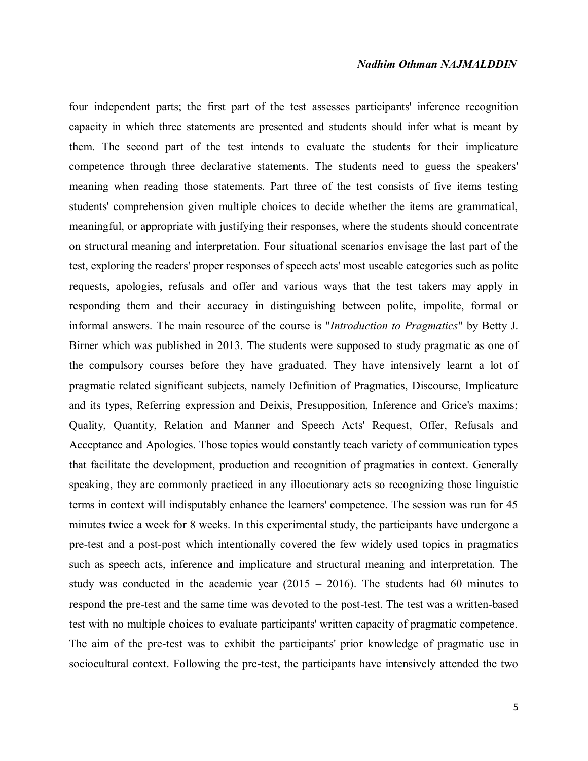four independent parts; the first part of the test assesses participants' inference recognition capacity in which three statements are presented and students should infer what is meant by them. The second part of the test intends to evaluate the students for their implicature competence through three declarative statements. The students need to guess the speakers' meaning when reading those statements. Part three of the test consists of five items testing students' comprehension given multiple choices to decide whether the items are grammatical, meaningful, or appropriate with justifying their responses, where the students should concentrate on structural meaning and interpretation. Four situational scenarios envisage the last part of the test, exploring the readers' proper responses of speech acts' most useable categories such as polite requests, apologies, refusals and offer and various ways that the test takers may apply in responding them and their accuracy in distinguishing between polite, impolite, formal or informal answers. The main resource of the course is "*Introduction to Pragmatics*" by Betty J. Birner which was published in 2013. The students were supposed to study pragmatic as one of the compulsory courses before they have graduated. They have intensively learnt a lot of pragmatic related significant subjects, namely Definition of Pragmatics, Discourse, Implicature and its types, Referring expression and Deixis, Presupposition, Inference and Grice's maxims; Quality, Quantity, Relation and Manner and Speech Acts' Request, Offer, Refusals and Acceptance and Apologies. Those topics would constantly teach variety of communication types that facilitate the development, production and recognition of pragmatics in context. Generally speaking, they are commonly practiced in any illocutionary acts so recognizing those linguistic terms in context will indisputably enhance the learners' competence. The session was run for 45 minutes twice a week for 8 weeks. In this experimental study, the participants have undergone a pre-test and a post-post which intentionally covered the few widely used topics in pragmatics such as speech acts, inference and implicature and structural meaning and interpretation. The study was conducted in the academic year (2015 – 2016). The students had 60 minutes to respond the pre-test and the same time was devoted to the post-test. The test was a written-based test with no multiple choices to evaluate participants' written capacity of pragmatic competence. The aim of the pre-test was to exhibit the participants' prior knowledge of pragmatic use in sociocultural context. Following the pre-test, the participants have intensively attended the two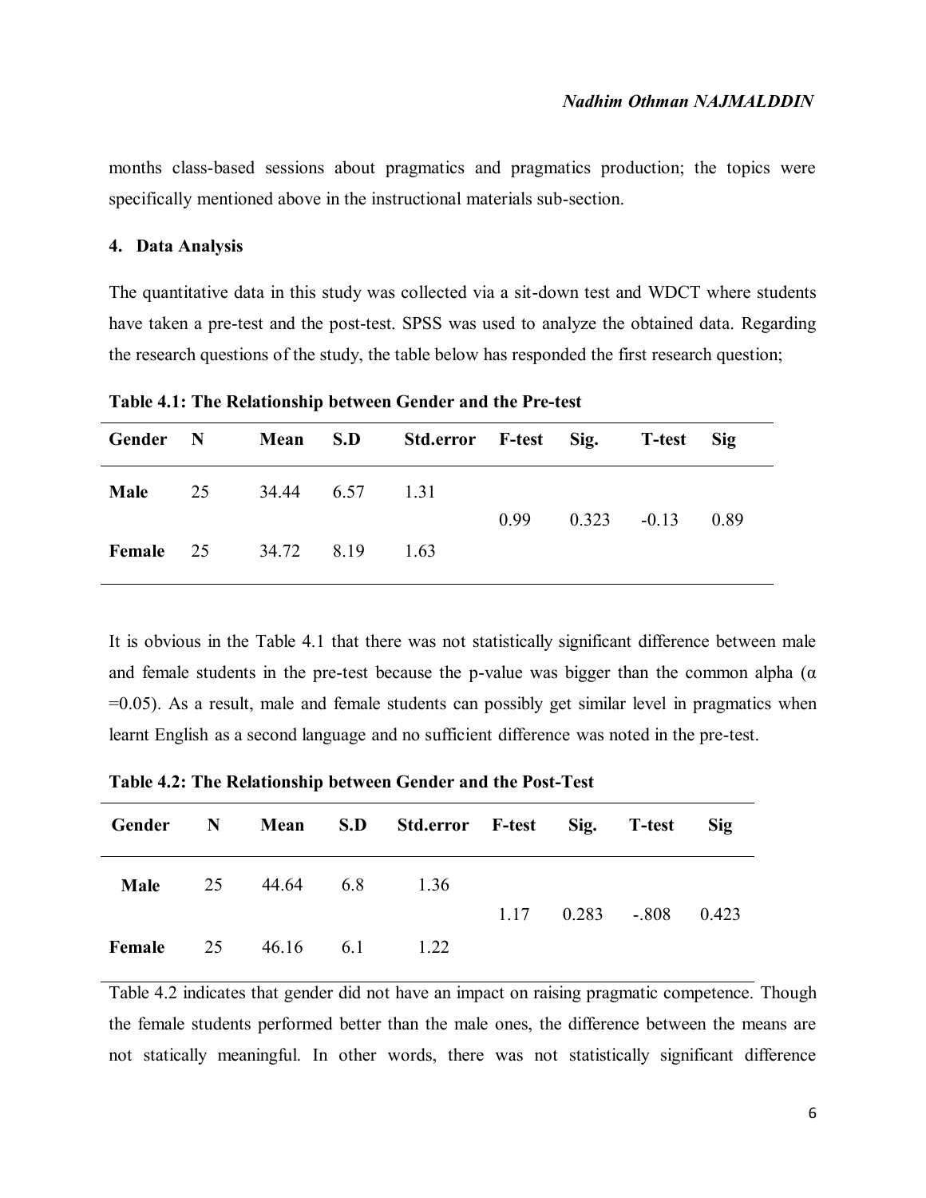months class-based sessions about pragmatics and pragmatics production; the topics were specifically mentioned above in the instructional materials sub-section.

## 4. Data Analysis

The quantitative data in this study was collected via a sit-down test and WDCT where students have taken a pre-test and the post-test. SPSS was used to analyze the obtained data. Regarding the research questions of the study, the table below has responded the first research question;

**Table 4.1: The Relationship between Gender and the Pre-test**

| Gender | N | Mean | S.D | Std.error | F-test | Sig. | T-test | Sig |
|---|---|---|---|---|---|---|---|---|
| **Male** | 25 | 34.44 | 6.57 | 1.31 | 0.99 | 0.323 | -0.13 | 0.89 |
| **Female** | 25 | 34.72 | 8.19 | 1.63 | | | | |

It is obvious in the Table 4.1 that there was not statistically significant difference between male and female students in the pre-test because the p-value was bigger than the common alpha ($\alpha$ =0.05). As a result, male and female students can possibly get similar level in pragmatics when learnt English as a second language and no sufficient difference was noted in the pre-test.

**Table 4.2: The Relationship between Gender and the Post-Test**

| Gender | N | Mean | S.D | Std.error | F-test | Sig. | T-test | Sig |
|---|---|---|---|---|---|---|---|---|
| **Male** | 25 | 44.64 | 6.8 | 1.36 | 1.17 | 0.283 | -.808 | 0.423 |
| **Female** | 25 | 46.16 | 6.1 | 1.22 | | | | |

Table 4.2 indicates that gender did not have an impact on raising pragmatic competence. Though the female students performed better than the male ones, the difference between the means are not statically meaningful. In other words, there was not statistically significant difference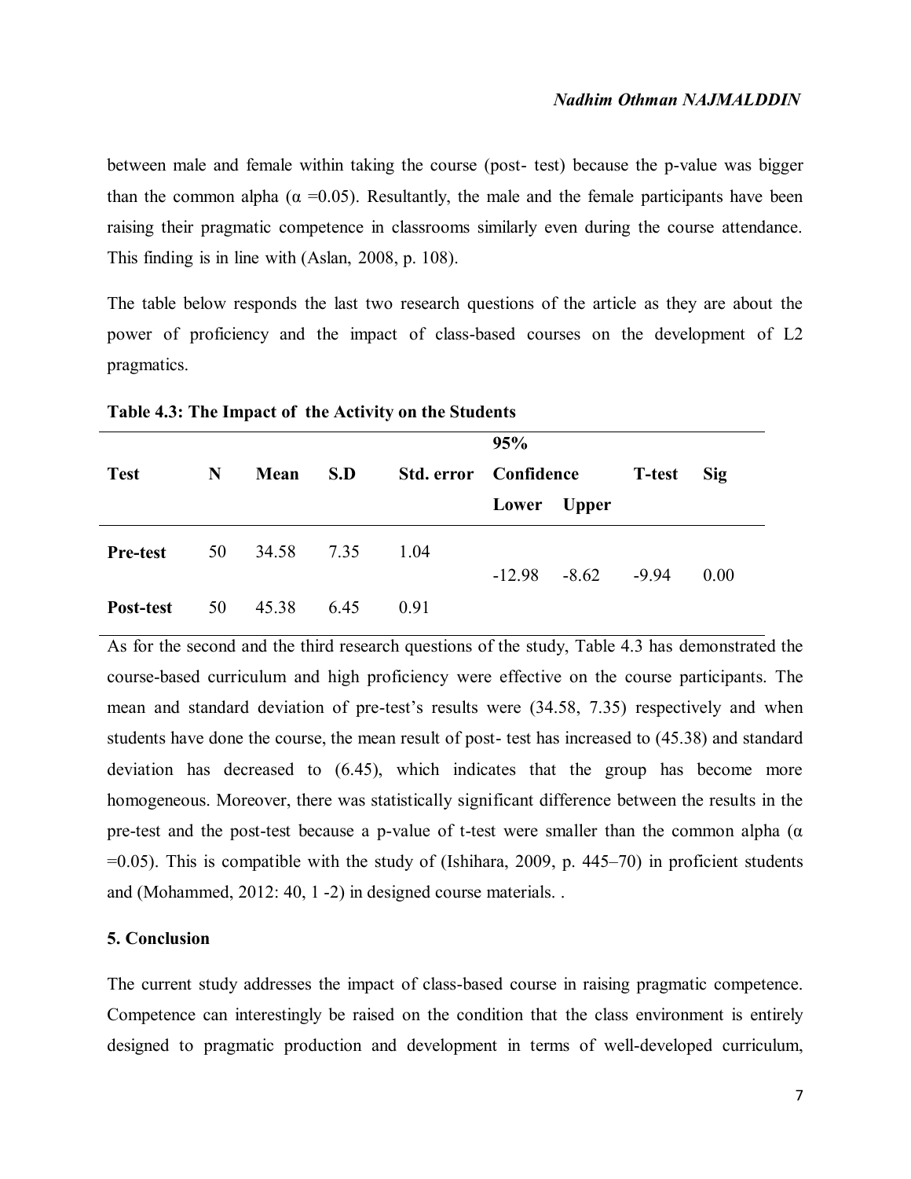between male and female within taking the course (post- test) because the p-value was bigger than the common alpha (α =0.05). Resultantly, the male and the female participants have been raising their pragmatic competence in classrooms similarly even during the course attendance. This finding is in line with (Aslan, 2008, p. 108).

The table below responds the last two research questions of the article as they are about the power of proficiency and the impact of class-based courses on the development of L2 pragmatics.

**Table 4.3: The Impact of the Activity on the Students**

| Test | N | Mean | S.D | Std. error | 95% Confidence Lower | 95% Confidence Upper | T-test | Sig |
|---|---|---|---|---|---|---|---|---|
| **Pre-test** | 50 | 34.58 | 7.35 | 1.04 | -12.98 | -8.62 | -9.94 | 0.00 |
| **Post-test** | 50 | 45.38 | 6.45 | 0.91 | | | | |

As for the second and the third research questions of the study, Table 4.3 has demonstrated the course-based curriculum and high proficiency were effective on the course participants. The mean and standard deviation of pre-test's results were (34.58, 7.35) respectively and when students have done the course, the mean result of post- test has increased to (45.38) and standard deviation has decreased to (6.45), which indicates that the group has become more homogeneous. Moreover, there was statistically significant difference between the results in the pre-test and the post-test because a p-value of t-test were smaller than the common alpha (α =0.05). This is compatible with the study of (Ishihara, 2009, p. 445–70) in proficient students and (Mohammed, 2012: 40, 1 -2) in designed course materials. .

## 5. Conclusion

The current study addresses the impact of class-based course in raising pragmatic competence. Competence can interestingly be raised on the condition that the class environment is entirely designed to pragmatic production and development in terms of well-developed curriculum,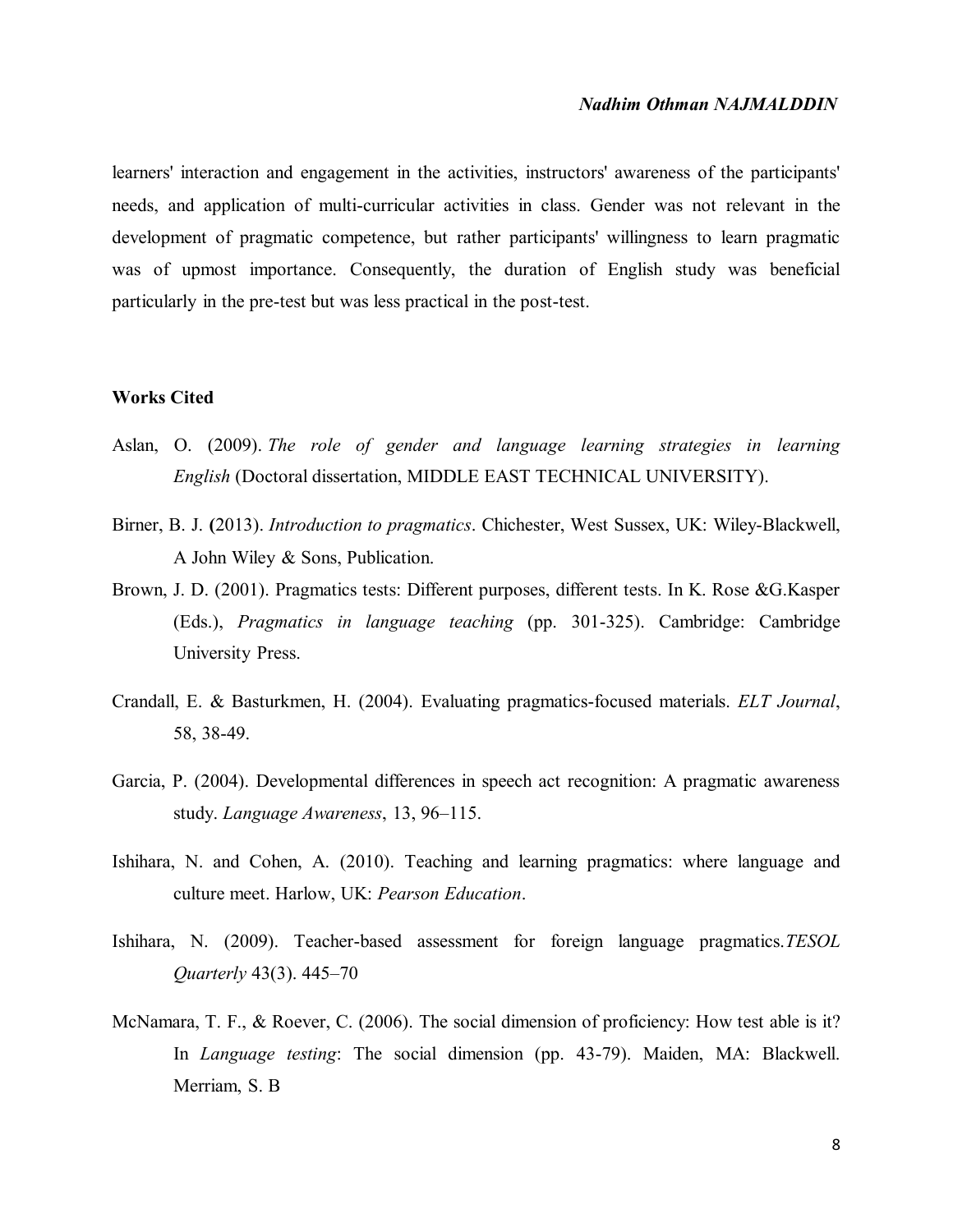learners' interaction and engagement in the activities, instructors' awareness of the participants' needs, and application of multi-curricular activities in class. Gender was not relevant in the development of pragmatic competence, but rather participants' willingness to learn pragmatic was of upmost importance. Consequently, the duration of English study was beneficial particularly in the pre-test but was less practical in the post-test.

**Works Cited**

Aslan, O. (2009). *The role of gender and language learning strategies in learning English* (Doctoral dissertation, MIDDLE EAST TECHNICAL UNIVERSITY).

Birner, B. J. **(**2013). *Introduction to pragmatics*. Chichester, West Sussex, UK: Wiley-Blackwell, A John Wiley & Sons, Publication.

Brown, J. D. (2001). Pragmatics tests: Different purposes, different tests. In K. Rose &G.Kasper (Eds.), *Pragmatics in language teaching* (pp. 301-325). Cambridge: Cambridge University Press.

Crandall, E. & Basturkmen, H. (2004). Evaluating pragmatics-focused materials. *ELT Journal*, 58, 38-49.

Garcia, P. (2004). Developmental differences in speech act recognition: A pragmatic awareness study. *Language Awareness*, 13, 96–115.

Ishihara, N. and Cohen, A. (2010). Teaching and learning pragmatics: where language and culture meet. Harlow, UK: *Pearson Education*.

Ishihara, N. (2009). Teacher-based assessment for foreign language pragmatics.*TESOL Quarterly* 43(3). 445–70

McNamara, T. F., & Roever, C. (2006). The social dimension of proficiency: How test able is it? In *Language testing*: The social dimension (pp. 43-79). Maiden, MA: Blackwell. Merriam, S. B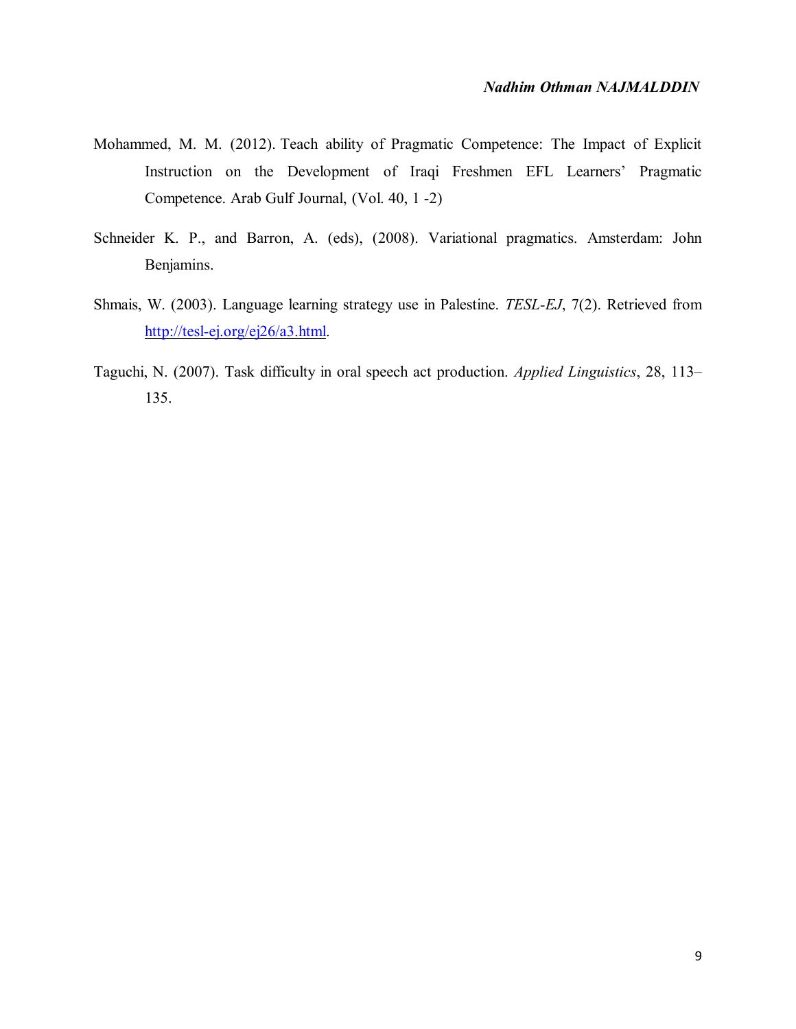Mohammed, M. M. (2012). Teach ability of Pragmatic Competence: The Impact of Explicit Instruction on the Development of Iraqi Freshmen EFL Learners' Pragmatic Competence. Arab Gulf Journal, (Vol. 40, 1 -2)

Schneider K. P., and Barron, A. (eds), (2008). Variational pragmatics. Amsterdam: John Benjamins.

Shmais, W. (2003). Language learning strategy use in Palestine. *TESL-EJ*, 7(2). Retrieved from http://tesl-ej.org/ej26/a3.html.

Taguchi, N. (2007). Task difficulty in oral speech act production. *Applied Linguistics*, 28, 113–135.